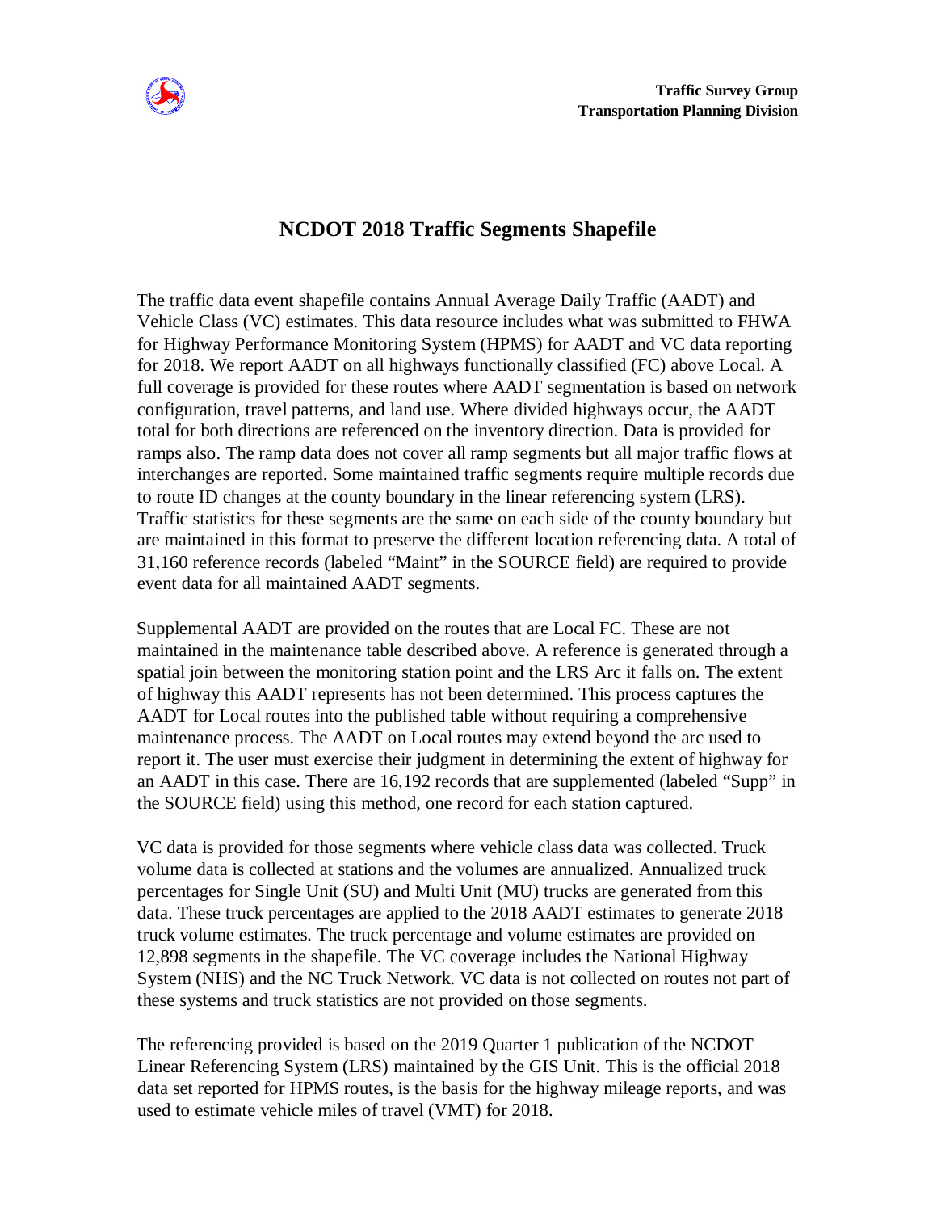**Traffic Survey Group**
**Transportation Planning Division**

# NCDOT 2018 Traffic Segments Shapefile

The traffic data event shapefile contains Annual Average Daily Traffic (AADT) and Vehicle Class (VC) estimates. This data resource includes what was submitted to FHWA for Highway Performance Monitoring System (HPMS) for AADT and VC data reporting for 2018. We report AADT on all highways functionally classified (FC) above Local. A full coverage is provided for these routes where AADT segmentation is based on network configuration, travel patterns, and land use. Where divided highways occur, the AADT total for both directions are referenced on the inventory direction. Data is provided for ramps also. The ramp data does not cover all ramp segments but all major traffic flows at interchanges are reported. Some maintained traffic segments require multiple records due to route ID changes at the county boundary in the linear referencing system (LRS). Traffic statistics for these segments are the same on each side of the county boundary but are maintained in this format to preserve the different location referencing data. A total of 31,160 reference records (labeled "Maint" in the SOURCE field) are required to provide event data for all maintained AADT segments.

Supplemental AADT are provided on the routes that are Local FC. These are not maintained in the maintenance table described above. A reference is generated through a spatial join between the monitoring station point and the LRS Arc it falls on. The extent of highway this AADT represents has not been determined. This process captures the AADT for Local routes into the published table without requiring a comprehensive maintenance process. The AADT on Local routes may extend beyond the arc used to report it. The user must exercise their judgment in determining the extent of highway for an AADT in this case. There are 16,192 records that are supplemented (labeled "Supp" in the SOURCE field) using this method, one record for each station captured.

VC data is provided for those segments where vehicle class data was collected. Truck volume data is collected at stations and the volumes are annualized. Annualized truck percentages for Single Unit (SU) and Multi Unit (MU) trucks are generated from this data. These truck percentages are applied to the 2018 AADT estimates to generate 2018 truck volume estimates. The truck percentage and volume estimates are provided on 12,898 segments in the shapefile. The VC coverage includes the National Highway System (NHS) and the NC Truck Network. VC data is not collected on routes not part of these systems and truck statistics are not provided on those segments.

The referencing provided is based on the 2019 Quarter 1 publication of the NCDOT Linear Referencing System (LRS) maintained by the GIS Unit. This is the official 2018 data set reported for HPMS routes, is the basis for the highway mileage reports, and was used to estimate vehicle miles of travel (VMT) for 2018.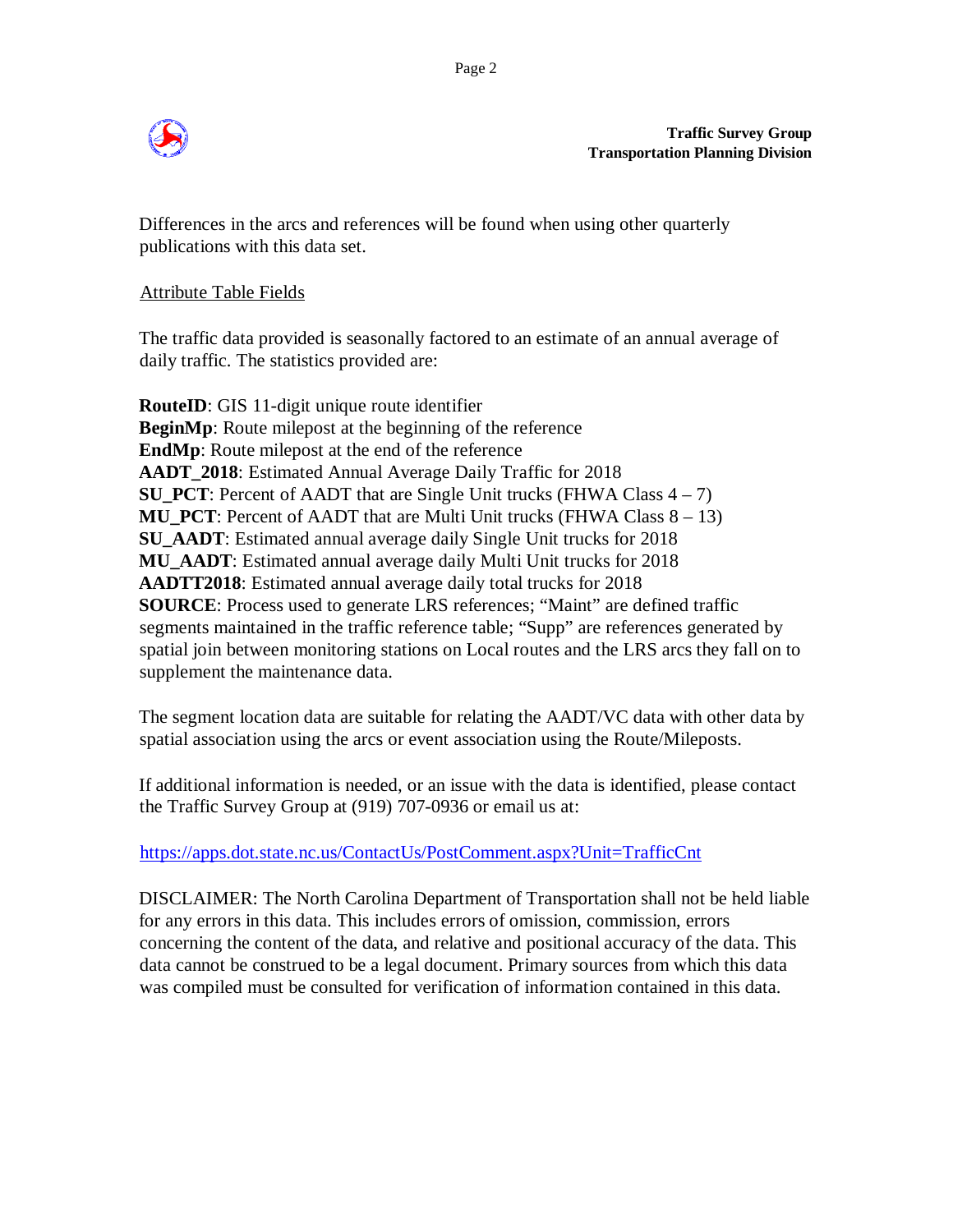**Traffic Survey Group**
**Transportation Planning Division**

Differences in the arcs and references will be found when using other quarterly publications with this data set.

Attribute Table Fields

The traffic data provided is seasonally factored to an estimate of an annual average of daily traffic. The statistics provided are:

**RouteID**: GIS 11-digit unique route identifier
**BeginMp**: Route milepost at the beginning of the reference
**EndMp**: Route milepost at the end of the reference
**AADT_2018**: Estimated Annual Average Daily Traffic for 2018
**SU_PCT**: Percent of AADT that are Single Unit trucks (FHWA Class 4 – 7)
**MU_PCT**: Percent of AADT that are Multi Unit trucks (FHWA Class 8 – 13)
**SU_AADT**: Estimated annual average daily Single Unit trucks for 2018
**MU_AADT**: Estimated annual average daily Multi Unit trucks for 2018
**AADTT2018**: Estimated annual average daily total trucks for 2018
**SOURCE**: Process used to generate LRS references; "Maint" are defined traffic segments maintained in the traffic reference table; "Supp" are references generated by spatial join between monitoring stations on Local routes and the LRS arcs they fall on to supplement the maintenance data.

The segment location data are suitable for relating the AADT/VC data with other data by spatial association using the arcs or event association using the Route/Mileposts.

If additional information is needed, or an issue with the data is identified, please contact the Traffic Survey Group at (919) 707-0936 or email us at:

https://apps.dot.state.nc.us/ContactUs/PostComment.aspx?Unit=TrafficCnt

DISCLAIMER: The North Carolina Department of Transportation shall not be held liable for any errors in this data. This includes errors of omission, commission, errors concerning the content of the data, and relative and positional accuracy of the data. This data cannot be construed to be a legal document. Primary sources from which this data was compiled must be consulted for verification of information contained in this data.